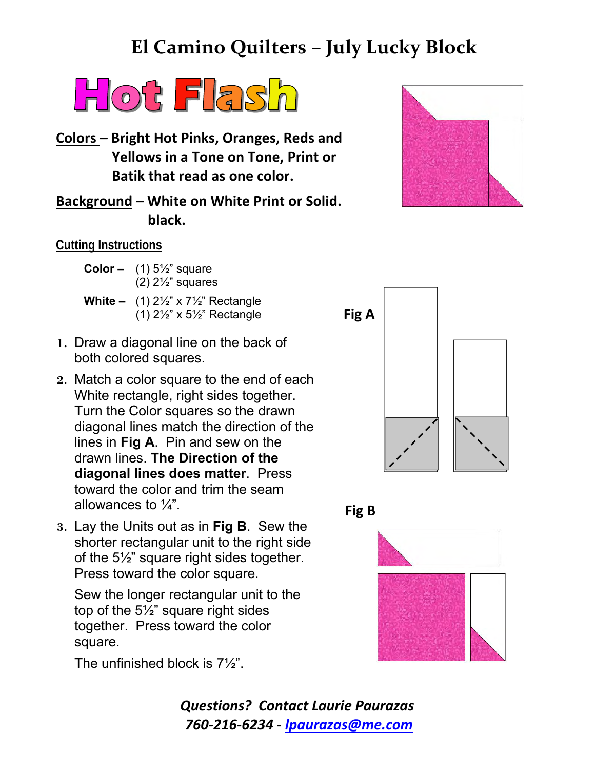# El Camino Quilters – July Lucky Block

## Hot Flash

**Colors – Bright Hot Pinks, Oranges, Reds and Yellows in a Tone on Tone, Print or Batik that read as one color.**

**Background – White on White Print or Solid. black.**

### Cutting Instructions

**Color –** (1) 5½" square
(2) 2½" squares

**White –** (1) 2½" x 7½" Rectangle
(1) 2½" x 5½" Rectangle

1. Draw a diagonal line on the back of both colored squares.
2. Match a color square to the end of each White rectangle, right sides together. Turn the Color squares so the drawn diagonal lines match the direction of the lines in **Fig A**. Pin and sew on the drawn lines. **The Direction of the diagonal lines does matter**. Press toward the color and trim the seam allowances to ¼".
3. Lay the Units out as in **Fig B**. Sew the shorter rectangular unit to the right side of the 5½" square right sides together. Press toward the color square.

   Sew the longer rectangular unit to the top of the 5½" square right sides together. Press toward the color square.

   The unfinished block is 7½".

**Fig A**

**Fig B**

***Questions? Contact Laurie Paurazas***
***760-216-6234 - lpaurazas@me.com***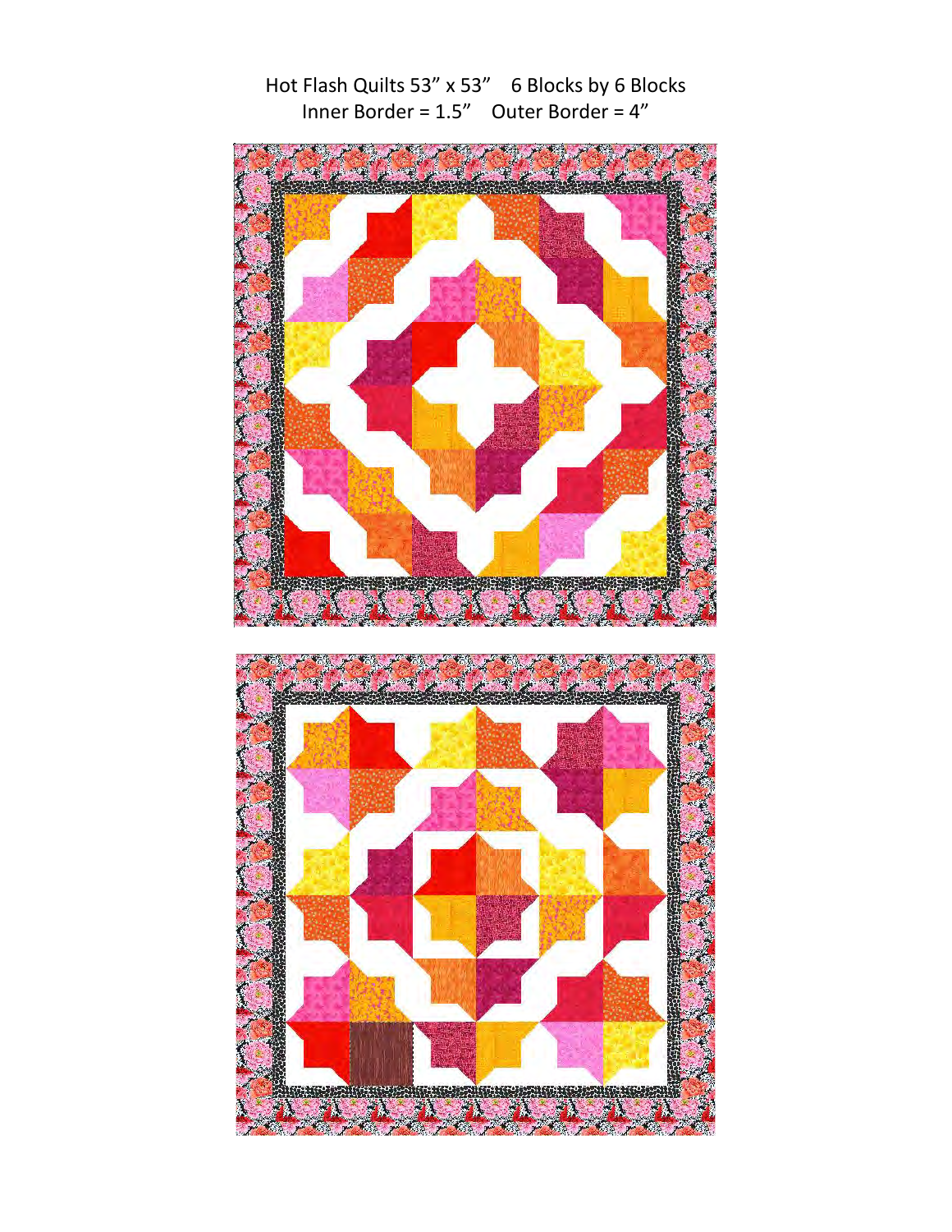Hot Flash Quilts 53” x 53”  6 Blocks by 6 Blocks

Inner Border = 1.5”  Outer Border = 4”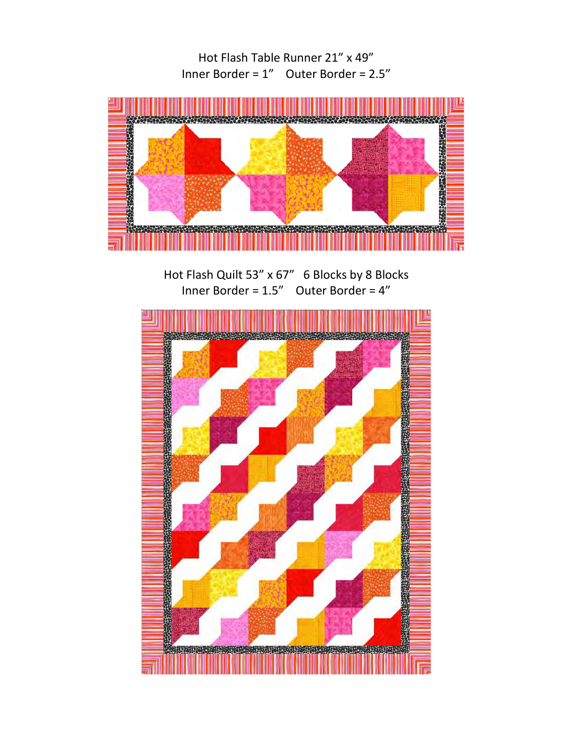Hot Flash Table Runner 21" x 49"
Inner Border = 1"    Outer Border = 2.5"

Hot Flash Quilt 53" x 67"   6 Blocks by 8 Blocks
Inner Border = 1.5"    Outer Border = 4"